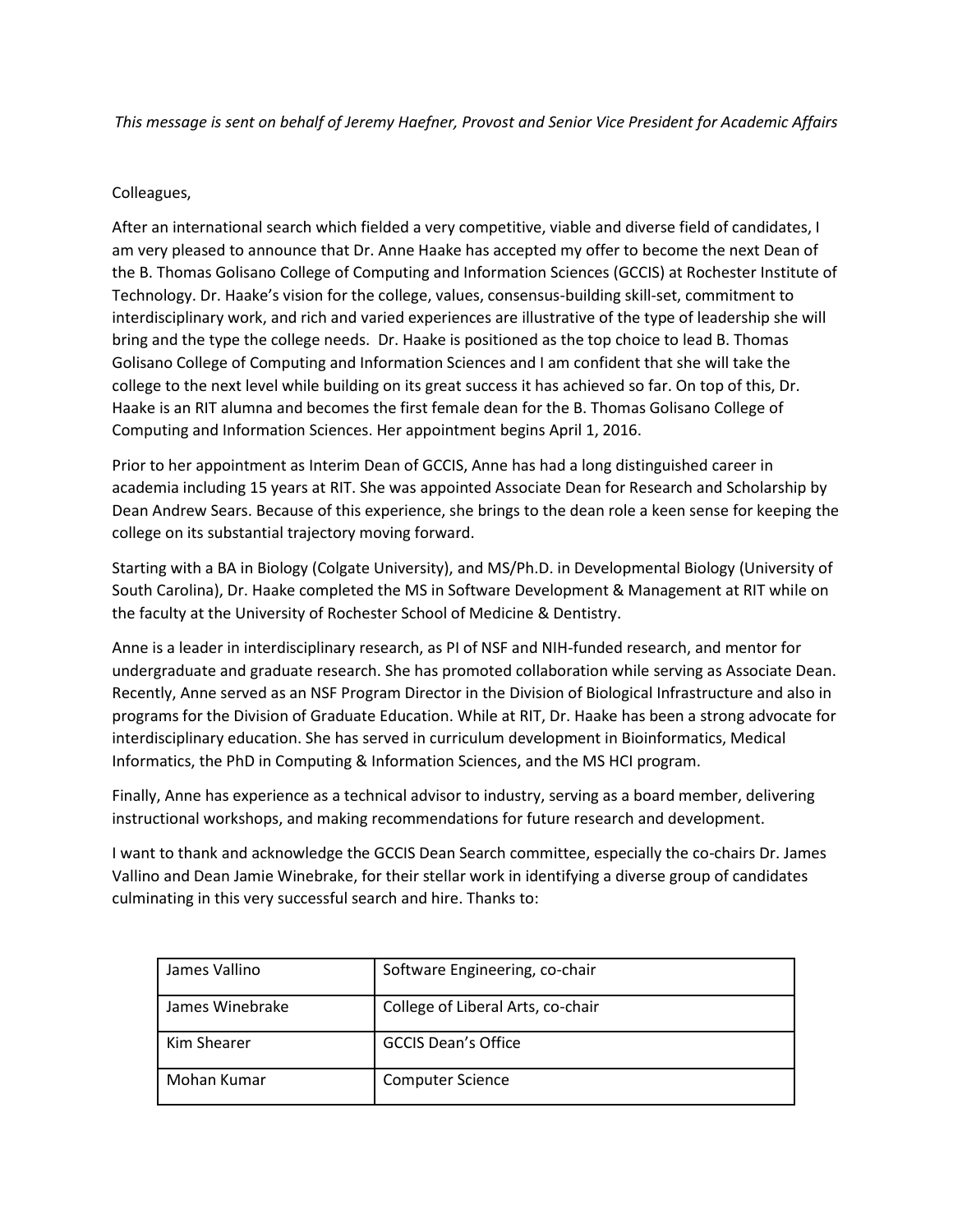*This message is sent on behalf of Jeremy Haefner, Provost and Senior Vice President for Academic Affairs*

Colleagues,

After an international search which fielded a very competitive, viable and diverse field of candidates, I am very pleased to announce that Dr. Anne Haake has accepted my offer to become the next Dean of the B. Thomas Golisano College of Computing and Information Sciences (GCCIS) at Rochester Institute of Technology. Dr. Haake's vision for the college, values, consensus-building skill-set, commitment to interdisciplinary work, and rich and varied experiences are illustrative of the type of leadership she will bring and the type the college needs. Dr. Haake is positioned as the top choice to lead B. Thomas Golisano College of Computing and Information Sciences and I am confident that she will take the college to the next level while building on its great success it has achieved so far. On top of this, Dr. Haake is an RIT alumna and becomes the first female dean for the B. Thomas Golisano College of Computing and Information Sciences. Her appointment begins April 1, 2016.

Prior to her appointment as Interim Dean of GCCIS, Anne has had a long distinguished career in academia including 15 years at RIT. She was appointed Associate Dean for Research and Scholarship by Dean Andrew Sears. Because of this experience, she brings to the dean role a keen sense for keeping the college on its substantial trajectory moving forward.

Starting with a BA in Biology (Colgate University), and MS/Ph.D. in Developmental Biology (University of South Carolina), Dr. Haake completed the MS in Software Development & Management at RIT while on the faculty at the University of Rochester School of Medicine & Dentistry.

Anne is a leader in interdisciplinary research, as PI of NSF and NIH-funded research, and mentor for undergraduate and graduate research. She has promoted collaboration while serving as Associate Dean. Recently, Anne served as an NSF Program Director in the Division of Biological Infrastructure and also in programs for the Division of Graduate Education. While at RIT, Dr. Haake has been a strong advocate for interdisciplinary education. She has served in curriculum development in Bioinformatics, Medical Informatics, the PhD in Computing & Information Sciences, and the MS HCI program.

Finally, Anne has experience as a technical advisor to industry, serving as a board member, delivering instructional workshops, and making recommendations for future research and development.

I want to thank and acknowledge the GCCIS Dean Search committee, especially the co-chairs Dr. James Vallino and Dean Jamie Winebrake, for their stellar work in identifying a diverse group of candidates culminating in this very successful search and hire. Thanks to:

| | |
|---|---|
| James Vallino | Software Engineering, co-chair |
| James Winebrake | College of Liberal Arts, co-chair |
| Kim Shearer | GCCIS Dean's Office |
| Mohan Kumar | Computer Science |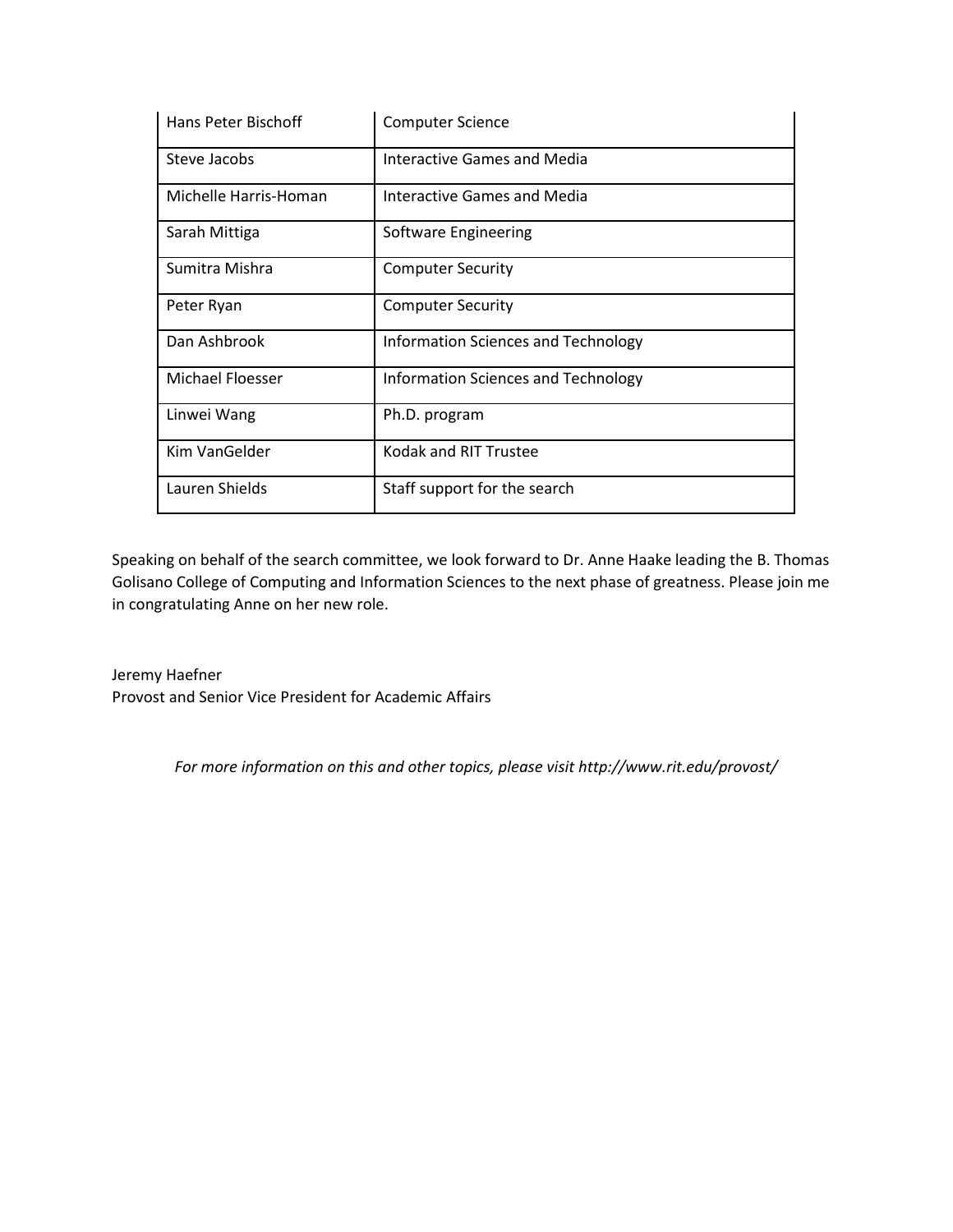| | |
|---|---|
| Hans Peter Bischoff | Computer Science |
| Steve Jacobs | Interactive Games and Media |
| Michelle Harris-Homan | Interactive Games and Media |
| Sarah Mittiga | Software Engineering |
| Sumitra Mishra | Computer Security |
| Peter Ryan | Computer Security |
| Dan Ashbrook | Information Sciences and Technology |
| Michael Floesser | Information Sciences and Technology |
| Linwei Wang | Ph.D. program |
| Kim VanGelder | Kodak and RIT Trustee |
| Lauren Shields | Staff support for the search |

Speaking on behalf of the search committee, we look forward to Dr. Anne Haake leading the B. Thomas Golisano College of Computing and Information Sciences to the next phase of greatness. Please join me in congratulating Anne on her new role.

Jeremy Haefner
Provost and Senior Vice President for Academic Affairs

*For more information on this and other topics, please visit http://www.rit.edu/provost/*